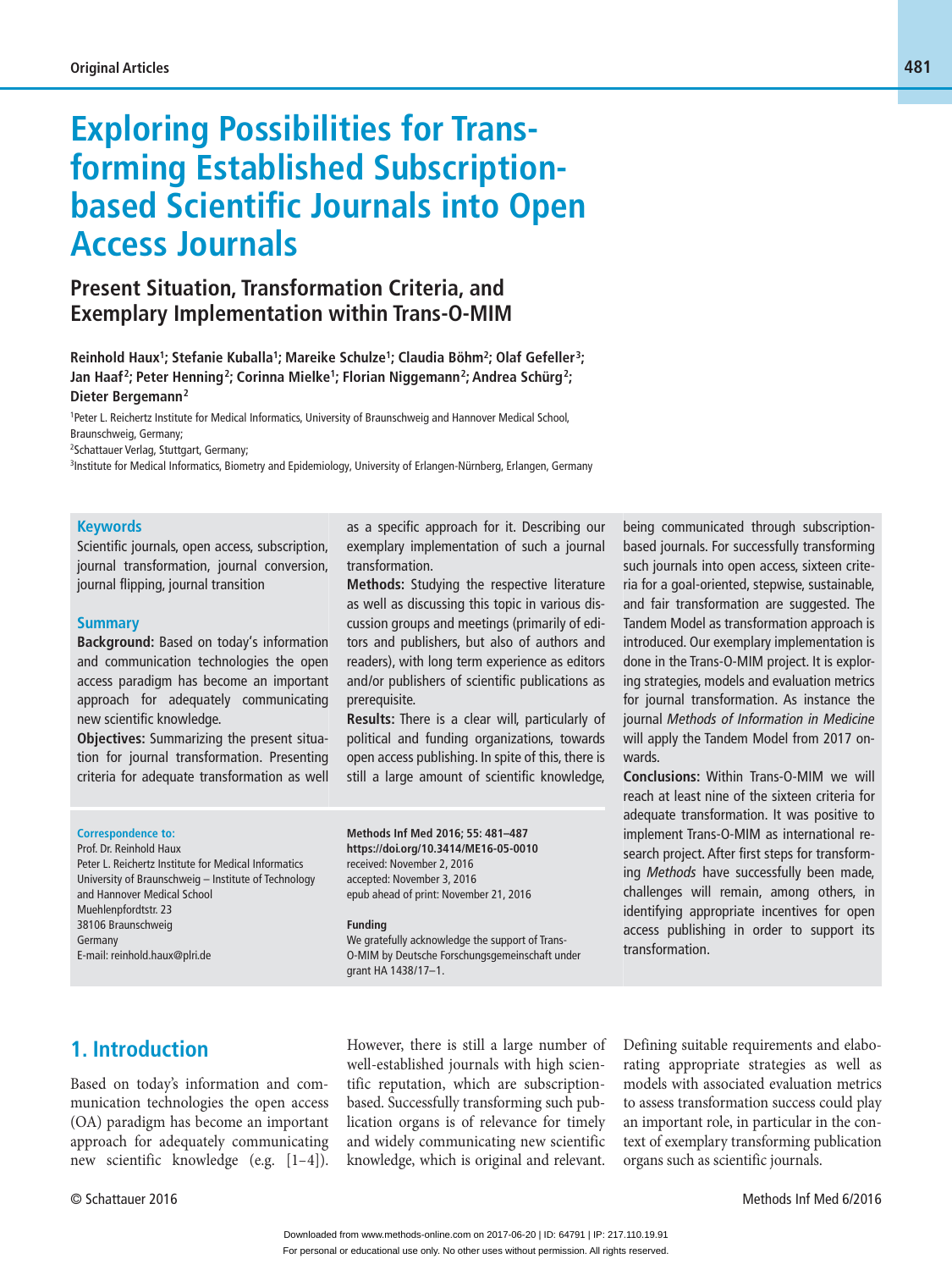# Exploring Possibilities for Transforming Established Subscription-based Scientific Journals into Open Access Journals

## Present Situation, Transformation Criteria, and Exemplary Implementation within Trans-O-MIM

**Reinhold Haux[1]; Stefanie Kuballa[1]; Mareike Schulze[1]; Claudia Böhm[2]; Olaf Gefeller[3]; Jan Haaf[2]; Peter Henning[2]; Corinna Mielke[1]; Florian Niggemann[2]; Andrea Schürg[2]; Dieter Bergemann[2]**

[1]Peter L. Reichertz Institute for Medical Informatics, University of Braunschweig and Hannover Medical School, Braunschweig, Germany;
[2]Schattauer Verlag, Stuttgart, Germany;
[3]Institute for Medical Informatics, Biometry and Epidemiology, University of Erlangen-Nürnberg, Erlangen, Germany

### Keywords

Scientific journals, open access, subscription, journal transformation, journal conversion, journal flipping, journal transition

### Summary

**Background:** Based on today's information and communication technologies the open access paradigm has become an important approach for adequately communicating new scientific knowledge.

**Objectives:** Summarizing the present situation for journal transformation. Presenting criteria for adequate transformation as well as a specific approach for it. Describing our exemplary implementation of such a journal transformation.

**Methods:** Studying the respective literature as well as discussing this topic in various discussion groups and meetings (primarily of editors and publishers, but also of authors and readers), with long term experience as editors and/or publishers of scientific publications as prerequisite.

**Results:** There is a clear will, particularly of political and funding organizations, towards open access publishing. In spite of this, there is still a large amount of scientific knowledge, being communicated through subscription-based journals. For successfully transforming such journals into open access, sixteen criteria for a goal-oriented, stepwise, sustainable, and fair transformation are suggested. The Tandem Model as transformation approach is introduced. Our exemplary implementation is done in the Trans-O-MIM project. It is exploring strategies, models and evaluation metrics for journal transformation. As instance the journal *Methods of Information in Medicine* will apply the Tandem Model from 2017 onwards.

**Conclusions:** Within Trans-O-MIM we will reach at least nine of the sixteen criteria for adequate transformation. It was positive to implement Trans-O-MIM as international research project. After first steps for transforming *Methods* have successfully been made, challenges will remain, among others, in identifying appropriate incentives for open access publishing in order to support its transformation.

**Correspondence to:**
Prof. Dr. Reinhold Haux
Peter L. Reichertz Institute for Medical Informatics
University of Braunschweig – Institute of Technology
and Hannover Medical School
Muehlenpfordtstr. 23
38106 Braunschweig
Germany
E-mail: reinhold.haux@plri.de

**Methods Inf Med 2016; 55: 481–487**
**https://doi.org/10.3414/ME16-05-0010**
received: November 2, 2016
accepted: November 3, 2016
epub ahead of print: November 21, 2016

**Funding**
We gratefully acknowledge the support of Trans-O-MIM by Deutsche Forschungsgemeinschaft under grant HA 1438/17–1.

## 1. Introduction

Based on today's information and communication technologies the open access (OA) paradigm has become an important approach for adequately communicating new scientific knowledge (e.g. [1–4]). However, there is still a large number of well-established journals with high scientific reputation, which are subscription-based. Successfully transforming such publication organs is of relevance for timely and widely communicating new scientific knowledge, which is original and relevant. Defining suitable requirements and elaborating appropriate strategies as well as models with associated evaluation metrics to assess transformation success could play an important role, in particular in the context of exemplary transforming publication organs such as scientific journals.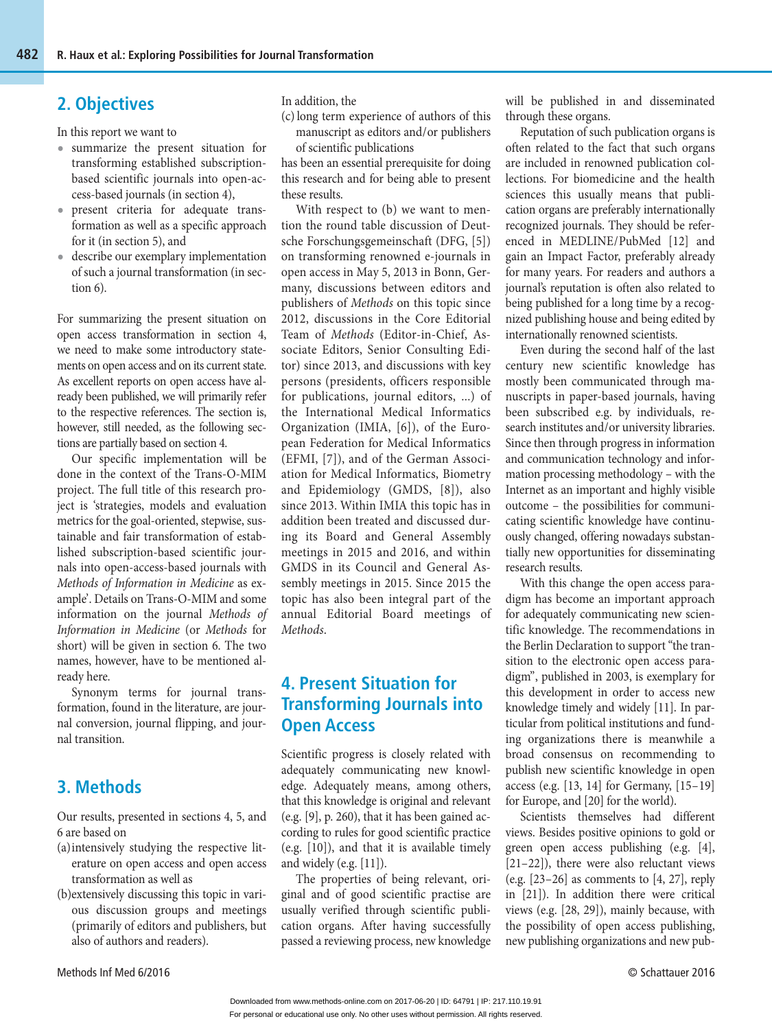## 2. Objectives

In this report we want to

- summarize the present situation for transforming established subscription-based scientific journals into open-access-based journals (in section 4),
- present criteria for adequate transformation as well as a specific approach for it (in section 5), and
- describe our exemplary implementation of such a journal transformation (in section 6).

For summarizing the present situation on open access transformation in section 4, we need to make some introductory statements on open access and on its current state. As excellent reports on open access have already been published, we will primarily refer to the respective references. The section is, however, still needed, as the following sections are partially based on section 4.

Our specific implementation will be done in the context of the Trans-O-MIM project. The full title of this research project is 'strategies, models and evaluation metrics for the goal-oriented, stepwise, sustainable and fair transformation of established subscription-based scientific journals into open-access-based journals with *Methods of Information in Medicine* as example'. Details on Trans-O-MIM and some information on the journal *Methods of Information in Medicine* (or *Methods* for short) will be given in section 6. The two names, however, have to be mentioned already here.

Synonym terms for journal transformation, found in the literature, are journal conversion, journal flipping, and journal transition.

## 3. Methods

Our results, presented in sections 4, 5, and 6 are based on

(a) intensively studying the respective literature on open access and open access transformation as well as

(b) extensively discussing this topic in various discussion groups and meetings (primarily of editors and publishers, but also of authors and readers).

In addition, the

(c) long term experience of authors of this manuscript as editors and/or publishers of scientific publications

has been an essential prerequisite for doing this research and for being able to present these results.

With respect to (b) we want to mention the round table discussion of Deutsche Forschungsgemeinschaft (DFG, [5]) on transforming renowned e-journals in open access in May 5, 2013 in Bonn, Germany, discussions between editors and publishers of *Methods* on this topic since 2012, discussions in the Core Editorial Team of *Methods* (Editor-in-Chief, Associate Editors, Senior Consulting Editor) since 2013, and discussions with key persons (presidents, officers responsible for publications, journal editors, ...) of the International Medical Informatics Organization (IMIA, [6]), of the European Federation for Medical Informatics (EFMI, [7]), and of the German Association for Medical Informatics, Biometry and Epidemiology (GMDS, [8]), also since 2013. Within IMIA this topic has in addition been treated and discussed during its Board and General Assembly meetings in 2015 and 2016, and within GMDS in its Council and General Assembly meetings in 2015. Since 2015 the topic has also been integral part of the annual Editorial Board meetings of *Methods*.

## 4. Present Situation for Transforming Journals into Open Access

Scientific progress is closely related with adequately communicating new knowledge. Adequately means, among others, that this knowledge is original and relevant (e.g. [9], p. 260), that it has been gained according to rules for good scientific practice (e.g. [10]), and that it is available timely and widely (e.g. [11]).

The properties of being relevant, original and of good scientific practise are usually verified through scientific publication organs. After having successfully passed a reviewing process, new knowledge will be published in and disseminated through these organs.

Reputation of such publication organs is often related to the fact that such organs are included in renowned publication collections. For biomedicine and the health sciences this usually means that publication organs are preferably internationally recognized journals. They should be referenced in MEDLINE/PubMed [12] and gain an Impact Factor, preferably already for many years. For readers and authors a journal's reputation is often also related to being published for a long time by a recognized publishing house and being edited by internationally renowned scientists.

Even during the second half of the last century new scientific knowledge has mostly been communicated through manuscripts in paper-based journals, having been subscribed e.g. by individuals, research institutes and/or university libraries. Since then through progress in information and communication technology and information processing methodology – with the Internet as an important and highly visible outcome – the possibilities for communicating scientific knowledge have continuously changed, offering nowadays substantially new opportunities for disseminating research results.

With this change the open access paradigm has become an important approach for adequately communicating new scientific knowledge. The recommendations in the Berlin Declaration to support "the transition to the electronic open access paradigm", published in 2003, is exemplary for this development in order to access new knowledge timely and widely [11]. In particular from political institutions and funding organizations there is meanwhile a broad consensus on recommending to publish new scientific knowledge in open access (e.g. [13, 14] for Germany, [15–19] for Europe, and [20] for the world).

Scientists themselves had different views. Besides positive opinions to gold or green open access publishing (e.g. [4], [21–22]), there were also reluctant views (e.g. [23–26] as comments to [4, 27], reply in [21]). In addition there were critical views (e.g. [28, 29]), mainly because, with the possibility of open access publishing, new publishing organizations and new pub-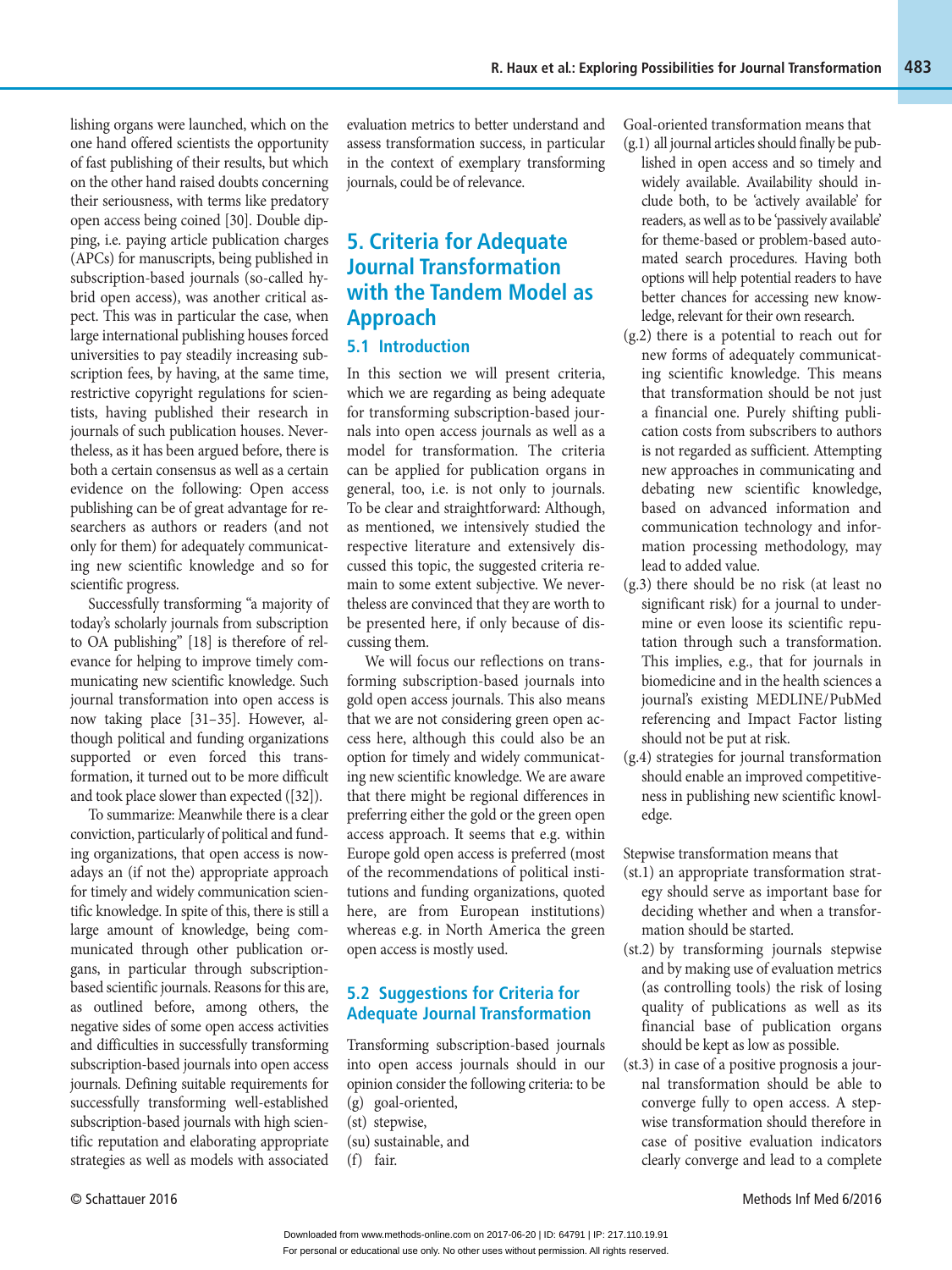lishing organs were launched, which on the one hand offered scientists the opportunity of fast publishing of their results, but which on the other hand raised doubts concerning their seriousness, with terms like predatory open access being coined [30]. Double dipping, i.e. paying article publication charges (APCs) for manuscripts, being published in subscription-based journals (so-called hybrid open access), was another critical aspect. This was in particular the case, when large international publishing houses forced universities to pay steadily increasing subscription fees, by having, at the same time, restrictive copyright regulations for scientists, having published their research in journals of such publication houses. Nevertheless, as it has been argued before, there is both a certain consensus as well as a certain evidence on the following: Open access publishing can be of great advantage for researchers as authors or readers (and not only for them) for adequately communicating new scientific knowledge and so for scientific progress.

Successfully transforming "a majority of today's scholarly journals from subscription to OA publishing" [18] is therefore of relevance for helping to improve timely communicating new scientific knowledge. Such journal transformation into open access is now taking place [31–35]. However, although political and funding organizations supported or even forced this transformation, it turned out to be more difficult and took place slower than expected ([32]).

To summarize: Meanwhile there is a clear conviction, particularly of political and funding organizations, that open access is nowadays an (if not the) appropriate approach for timely and widely communication scientific knowledge. In spite of this, there is still a large amount of knowledge, being communicated through other publication organs, in particular through subscription-based scientific journals. Reasons for this are, as outlined before, among others, the negative sides of some open access activities and difficulties in successfully transforming subscription-based journals into open access journals. Defining suitable requirements for successfully transforming well-established subscription-based journals with high scientific reputation and elaborating appropriate strategies as well as models with associated evaluation metrics to better understand and assess transformation success, in particular in the context of exemplary transforming journals, could be of relevance.

# 5. Criteria for Adequate Journal Transformation with the Tandem Model as Approach

## 5.1 Introduction

In this section we will present criteria, which we are regarding as being adequate for transforming subscription-based journals into open access journals as well as a model for transformation. The criteria can be applied for publication organs in general, too, i.e. is not only to journals. To be clear and straightforward: Although, as mentioned, we intensively studied the respective literature and extensively discussed this topic, the suggested criteria remain to some extent subjective. We nevertheless are convinced that they are worth to be presented here, if only because of discussing them.

We will focus our reflections on transforming subscription-based journals into gold open access journals. This also means that we are not considering green open access here, although this could also be an option for timely and widely communicating new scientific knowledge. We are aware that there might be regional differences in preferring either the gold or the green open access approach. It seems that e.g. within Europe gold open access is preferred (most of the recommendations of political institutions and funding organizations, quoted here, are from European institutions) whereas e.g. in North America the green open access is mostly used.

## 5.2 Suggestions for Criteria for Adequate Journal Transformation

Transforming subscription-based journals into open access journals should in our opinion consider the following criteria: to be

(g) goal-oriented,
(st) stepwise,
(su) sustainable, and
(f) fair.

Goal-oriented transformation means that

(g.1) all journal articles should finally be published in open access and so timely and widely available. Availability should include both, to be 'actively available' for readers, as well as to be 'passively available' for theme-based or problem-based automated search procedures. Having both options will help potential readers to have better chances for accessing new knowledge, relevant for their own research.

(g.2) there is a potential to reach out for new forms of adequately communicating scientific knowledge. This means that transformation should be not just a financial one. Purely shifting publication costs from subscribers to authors is not regarded as sufficient. Attempting new approaches in communicating and debating new scientific knowledge, based on advanced information and communication technology and information processing methodology, may lead to added value.

(g.3) there should be no risk (at least no significant risk) for a journal to undermine or even loose its scientific reputation through such a transformation. This implies, e.g., that for journals in biomedicine and in the health sciences a journal's existing MEDLINE/PubMed referencing and Impact Factor listing should not be put at risk.

(g.4) strategies for journal transformation should enable an improved competitiveness in publishing new scientific knowledge.

Stepwise transformation means that

(st.1) an appropriate transformation strategy should serve as important base for deciding whether and when a transformation should be started.

(st.2) by transforming journals stepwise and by making use of evaluation metrics (as controlling tools) the risk of losing quality of publications as well as its financial base of publication organs should be kept as low as possible.

(st.3) in case of a positive prognosis a journal transformation should be able to converge fully to open access. A stepwise transformation should therefore in case of positive evaluation indicators clearly converge and lead to a complete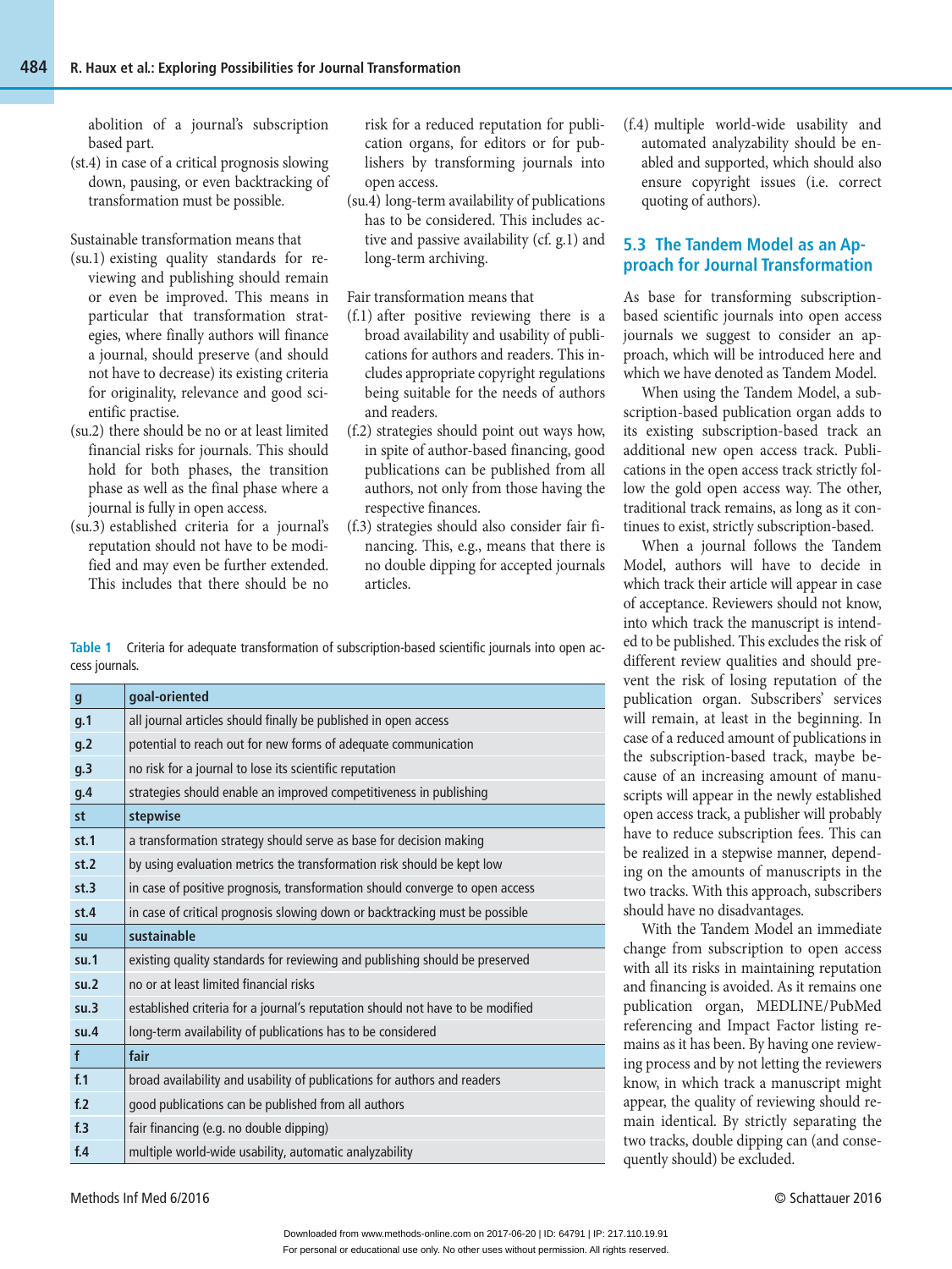abolition of a journal's subscription based part.

(st.4) in case of a critical prognosis slowing down, pausing, or even backtracking of transformation must be possible.

Sustainable transformation means that

(su.1) existing quality standards for reviewing and publishing should remain or even be improved. This means in particular that transformation strategies, where finally authors will finance a journal, should preserve (and should not have to decrease) its existing criteria for originality, relevance and good scientific practise.

(su.2) there should be no or at least limited financial risks for journals. This should hold for both phases, the transition phase as well as the final phase where a journal is fully in open access.

(su.3) established criteria for a journal's reputation should not have to be modified and may even be further extended. This includes that there should be no risk for a reduced reputation for publication organs, for editors or for publishers by transforming journals into open access.

(su.4) long-term availability of publications has to be considered. This includes active and passive availability (cf. g.1) and long-term archiving.

Fair transformation means that

(f.1) after positive reviewing there is a broad availability and usability of publications for authors and readers. This includes appropriate copyright regulations being suitable for the needs of authors and readers.

(f.2) strategies should point out ways how, in spite of author-based financing, good publications can be published from all authors, not only from those having the respective finances.

(f.3) strategies should also consider fair financing. This, e.g., means that there is no double dipping for accepted journals articles.

(f.4) multiple world-wide usability and automated analyzability should be enabled and supported, which should also ensure copyright issues (i.e. correct quoting of authors).

**Table 1** Criteria for adequate transformation of subscription-based scientific journals into open access journals.

| g | goal-oriented |
|---|---|
| g.1 | all journal articles should finally be published in open access |
| g.2 | potential to reach out for new forms of adequate communication |
| g.3 | no risk for a journal to lose its scientific reputation |
| g.4 | strategies should enable an improved competitiveness in publishing |
| **st** | **stepwise** |
| st.1 | a transformation strategy should serve as base for decision making |
| st.2 | by using evaluation metrics the transformation risk should be kept low |
| st.3 | in case of positive prognosis, transformation should converge to open access |
| st.4 | in case of critical prognosis slowing down or backtracking must be possible |
| **su** | **sustainable** |
| su.1 | existing quality standards for reviewing and publishing should be preserved |
| su.2 | no or at least limited financial risks |
| su.3 | established criteria for a journal's reputation should not have to be modified |
| su.4 | long-term availability of publications has to be considered |
| **f** | **fair** |
| f.1 | broad availability and usability of publications for authors and readers |
| f.2 | good publications can be published from all authors |
| f.3 | fair financing (e.g. no double dipping) |
| f.4 | multiple world-wide usability, automatic analyzability |

### 5.3 The Tandem Model as an Approach for Journal Transformation

As base for transforming subscription-based scientific journals into open access journals we suggest to consider an approach, which will be introduced here and which we have denoted as Tandem Model.

When using the Tandem Model, a subscription-based publication organ adds to its existing subscription-based track an additional new open access track. Publications in the open access track strictly follow the gold open access way. The other, traditional track remains, as long as it continues to exist, strictly subscription-based.

When a journal follows the Tandem Model, authors will have to decide in which track their article will appear in case of acceptance. Reviewers should not know, into which track the manuscript is intended to be published. This excludes the risk of different review qualities and should prevent the risk of losing reputation of the publication organ. Subscribers' services will remain, at least in the beginning. In case of a reduced amount of publications in the subscription-based track, maybe because of an increasing amount of manuscripts will appear in the newly established open access track, a publisher will probably have to reduce subscription fees. This can be realized in a stepwise manner, depending on the amounts of manuscripts in the two tracks. With this approach, subscribers should have no disadvantages.

With the Tandem Model an immediate change from subscription to open access with all its risks in maintaining reputation and financing is avoided. As it remains one publication organ, MEDLINE/PubMed referencing and Impact Factor listing remains as it has been. By having one reviewing process and by not letting the reviewers know, in which track a manuscript might appear, the quality of reviewing should remain identical. By strictly separating the two tracks, double dipping can (and consequently should) be excluded.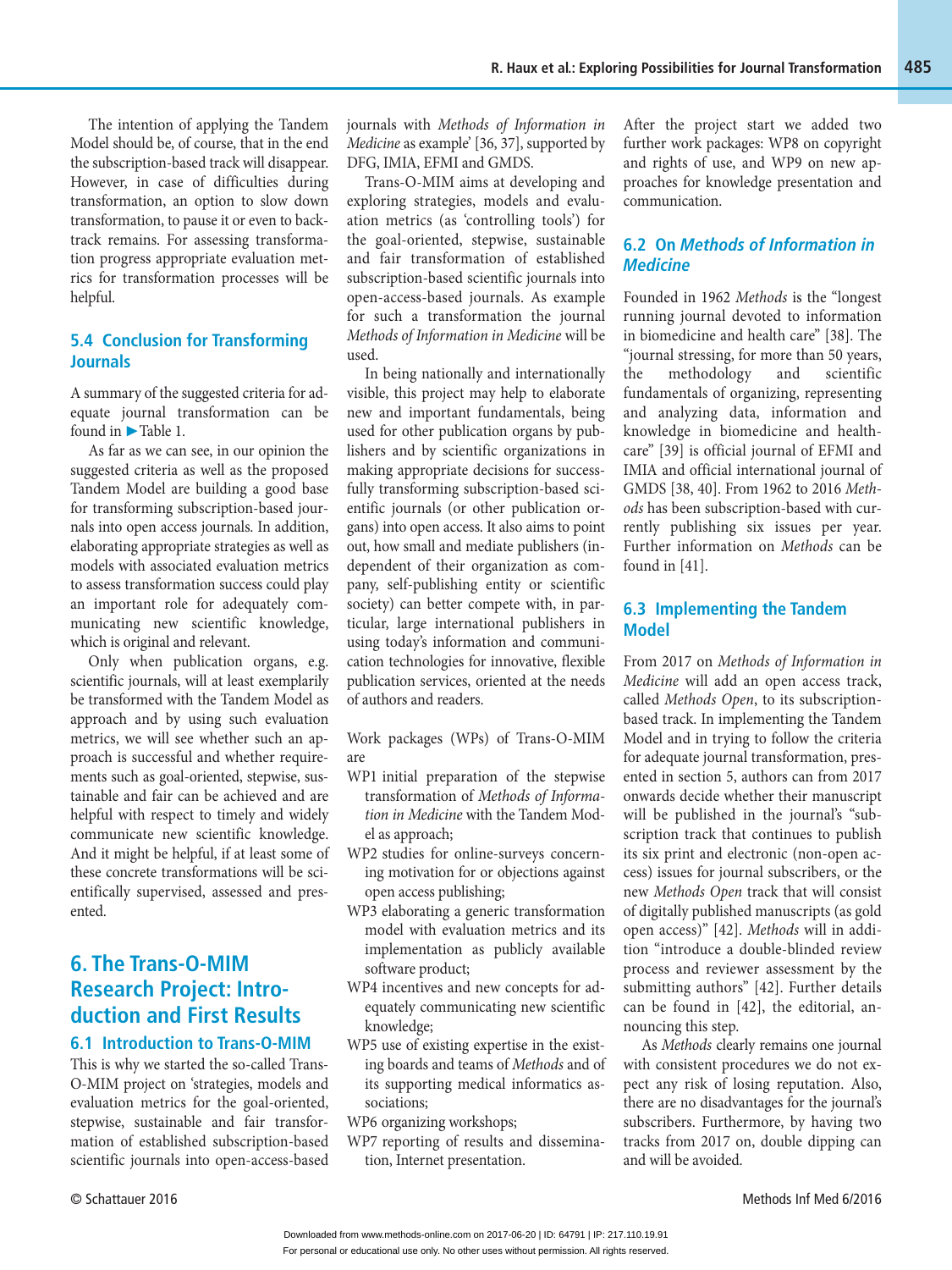The intention of applying the Tandem Model should be, of course, that in the end the subscription-based track will disappear. However, in case of difficulties during transformation, an option to slow down transformation, to pause it or even to backtrack remains. For assessing transformation progress appropriate evaluation metrics for transformation processes will be helpful.

### 5.4 Conclusion for Transforming Journals

A summary of the suggested criteria for adequate journal transformation can be found in ►Table 1.

As far as we can see, in our opinion the suggested criteria as well as the proposed Tandem Model are building a good base for transforming subscription-based journals into open access journals. In addition, elaborating appropriate strategies as well as models with associated evaluation metrics to assess transformation success could play an important role for adequately communicating new scientific knowledge, which is original and relevant.

Only when publication organs, e.g. scientific journals, will at least exemplarily be transformed with the Tandem Model as approach and by using such evaluation metrics, we will see whether such an approach is successful and whether requirements such as goal-oriented, stepwise, sustainable and fair can be achieved and are helpful with respect to timely and widely communicate new scientific knowledge. And it might be helpful, if at least some of these concrete transformations will be scientifically supervised, assessed and presented.

## 6. The Trans-O-MIM Research Project: Introduction and First Results

### 6.1 Introduction to Trans-O-MIM

This is why we started the so-called Trans-O-MIM project on 'strategies, models and evaluation metrics for the goal-oriented, stepwise, sustainable and fair transformation of established subscription-based scientific journals into open-access-based journals with *Methods of Information in Medicine* as example' [36, 37], supported by DFG, IMIA, EFMI and GMDS.

Trans-O-MIM aims at developing and exploring strategies, models and evaluation metrics (as 'controlling tools') for the goal-oriented, stepwise, sustainable and fair transformation of established subscription-based scientific journals into open-access-based journals. As example for such a transformation the journal *Methods of Information in Medicine* will be used.

In being nationally and internationally visible, this project may help to elaborate new and important fundamentals, being used for other publication organs by publishers and by scientific organizations in making appropriate decisions for successfully transforming subscription-based scientific journals (or other publication organs) into open access. It also aims to point out, how small and mediate publishers (independent of their organization as company, self-publishing entity or scientific society) can better compete with, in particular, large international publishers in using today's information and communication technologies for innovative, flexible publication services, oriented at the needs of authors and readers.

Work packages (WPs) of Trans-O-MIM are

- WP1 initial preparation of the stepwise transformation of *Methods of Information in Medicine* with the Tandem Model as approach;
- WP2 studies for online-surveys concerning motivation for or objections against open access publishing;
- WP3 elaborating a generic transformation model with evaluation metrics and its implementation as publicly available software product;
- WP4 incentives and new concepts for adequately communicating new scientific knowledge;
- WP5 use of existing expertise in the existing boards and teams of *Methods* and of its supporting medical informatics associations;
- WP6 organizing workshops;
- WP7 reporting of results and dissemination, Internet presentation.

After the project start we added two further work packages: WP8 on copyright and rights of use, and WP9 on new approaches for knowledge presentation and communication.

### 6.2 On *Methods of Information in Medicine*

Founded in 1962 *Methods* is the "longest running journal devoted to information in biomedicine and health care" [38]. The "journal stressing, for more than 50 years, the methodology and scientific fundamentals of organizing, representing and analyzing data, information and knowledge in biomedicine and health-care" [39] is official journal of EFMI and IMIA and official international journal of GMDS [38, 40]. From 1962 to 2016 *Methods* has been subscription-based with currently publishing six issues per year. Further information on *Methods* can be found in [41].

### 6.3 Implementing the Tandem Model

From 2017 on *Methods of Information in Medicine* will add an open access track, called *Methods Open*, to its subscription-based track. In implementing the Tandem Model and in trying to follow the criteria for adequate journal transformation, presented in section 5, authors can from 2017 onwards decide whether their manuscript will be published in the journal's "subscription track that continues to publish its six print and electronic (non-open access) issues for journal subscribers, or the new *Methods Open* track that will consist of digitally published manuscripts (as gold open access)" [42]. *Methods* will in addition "introduce a double-blinded review process and reviewer assessment by the submitting authors" [42]. Further details can be found in [42], the editorial, announcing this step.

As *Methods* clearly remains one journal with consistent procedures we do not expect any risk of losing reputation. Also, there are no disadvantages for the journal's subscribers. Furthermore, by having two tracks from 2017 on, double dipping can and will be avoided.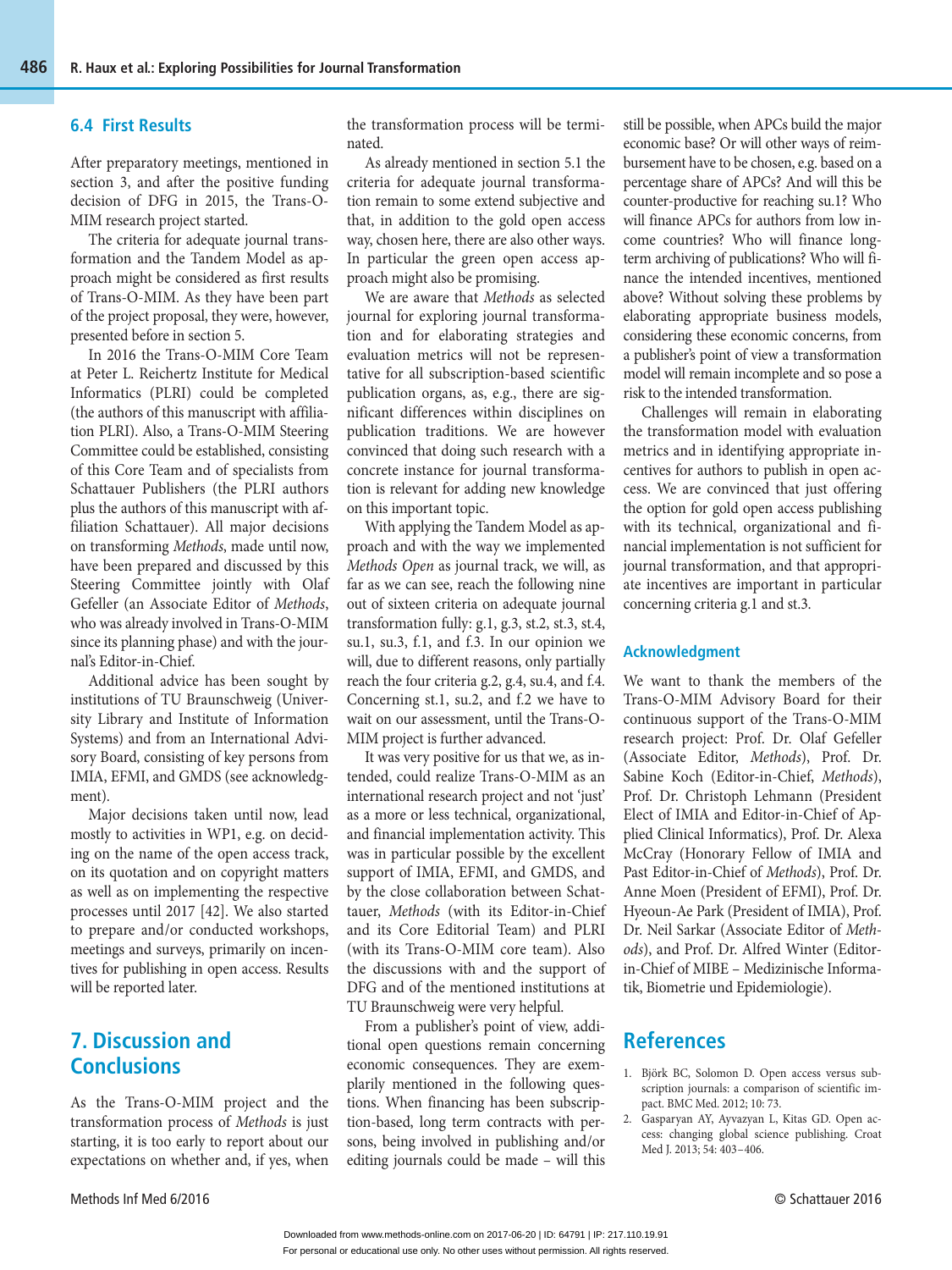### 6.4 First Results

After preparatory meetings, mentioned in section 3, and after the positive funding decision of DFG in 2015, the Trans-O-MIM research project started.

The criteria for adequate journal transformation and the Tandem Model as approach might be considered as first results of Trans-O-MIM. As they have been part of the project proposal, they were, however, presented before in section 5.

In 2016 the Trans-O-MIM Core Team at Peter L. Reichertz Institute for Medical Informatics (PLRI) could be completed (the authors of this manuscript with affiliation PLRI). Also, a Trans-O-MIM Steering Committee could be established, consisting of this Core Team and of specialists from Schattauer Publishers (the PLRI authors plus the authors of this manuscript with affiliation Schattauer). All major decisions on transforming *Methods*, made until now, have been prepared and discussed by this Steering Committee jointly with Olaf Gefeller (an Associate Editor of *Methods*, who was already involved in Trans-O-MIM since its planning phase) and with the journal's Editor-in-Chief.

Additional advice has been sought by institutions of TU Braunschweig (University Library and Institute of Information Systems) and from an International Advisory Board, consisting of key persons from IMIA, EFMI, and GMDS (see acknowledgment).

Major decisions taken until now, lead mostly to activities in WP1, e.g. on deciding on the name of the open access track, on its quotation and on copyright matters as well as on implementing the respective processes until 2017 [42]. We also started to prepare and/or conducted workshops, meetings and surveys, primarily on incentives for publishing in open access. Results will be reported later.

## 7. Discussion and Conclusions

As the Trans-O-MIM project and the transformation process of *Methods* is just starting, it is too early to report about our expectations on whether and, if yes, when the transformation process will be terminated.

As already mentioned in section 5.1 the criteria for adequate journal transformation remain to some extend subjective and that, in addition to the gold open access way, chosen here, there are also other ways. In particular the green open access approach might also be promising.

We are aware that *Methods* as selected journal for exploring journal transformation and for elaborating strategies and evaluation metrics will not be representative for all subscription-based scientific publication organs, as, e.g., there are significant differences within disciplines on publication traditions. We are however convinced that doing such research with a concrete instance for journal transformation is relevant for adding new knowledge on this important topic.

With applying the Tandem Model as approach and with the way we implemented *Methods Open* as journal track, we will, as far as we can see, reach the following nine out of sixteen criteria on adequate journal transformation fully: g.1, g.3, st.2, st.3, st.4, su.1, su.3, f.1, and f.3. In our opinion we will, due to different reasons, only partially reach the four criteria g.2, g.4, su.4, and f.4. Concerning st.1, su.2, and f.2 we have to wait on our assessment, until the Trans-O-MIM project is further advanced.

It was very positive for us that we, as intended, could realize Trans-O-MIM as an international research project and not 'just' as a more or less technical, organizational, and financial implementation activity. This was in particular possible by the excellent support of IMIA, EFMI, and GMDS, and by the close collaboration between Schattauer, *Methods* (with its Editor-in-Chief and its Core Editorial Team) and PLRI (with its Trans-O-MIM core team). Also the discussions with and the support of DFG and of the mentioned institutions at TU Braunschweig were very helpful.

From a publisher's point of view, additional open questions remain concerning economic consequences. They are exemplarily mentioned in the following questions. When financing has been subscription-based, long term contracts with persons, being involved in publishing and/or editing journals could be made – will this still be possible, when APCs build the major economic base? Or will other ways of reimbursement have to be chosen, e.g. based on a percentage share of APCs? And will this be counter-productive for reaching su.1? Who will finance APCs for authors from low income countries? Who will finance long-term archiving of publications? Who will finance the intended incentives, mentioned above? Without solving these problems by elaborating appropriate business models, considering these economic concerns, from a publisher's point of view a transformation model will remain incomplete and so pose a risk to the intended transformation.

Challenges will remain in elaborating the transformation model with evaluation metrics and in identifying appropriate incentives for authors to publish in open access. We are convinced that just offering the option for gold open access publishing with its technical, organizational and financial implementation is not sufficient for journal transformation, and that appropriate incentives are important in particular concerning criteria g.1 and st.3.

### Acknowledgment

We want to thank the members of the Trans-O-MIM Advisory Board for their continuous support of the Trans-O-MIM research project: Prof. Dr. Olaf Gefeller (Associate Editor, *Methods*), Prof. Dr. Sabine Koch (Editor-in-Chief, *Methods*), Prof. Dr. Christoph Lehmann (President Elect of IMIA and Editor-in-Chief of Applied Clinical Informatics), Prof. Dr. Alexa McCray (Honorary Fellow of IMIA and Past Editor-in-Chief of *Methods*), Prof. Dr. Anne Moen (President of EFMI), Prof. Dr. Hyeoun-Ae Park (President of IMIA), Prof. Dr. Neil Sarkar (Associate Editor of *Methods*), and Prof. Dr. Alfred Winter (Editor-in-Chief of MIBE – Medizinische Informatik, Biometrie und Epidemiologie).

## References

1. Björk BC, Solomon D. Open access versus subscription journals: a comparison of scientific impact. BMC Med. 2012; 10: 73.
2. Gasparyan AY, Ayvazyan L, Kitas GD. Open access: changing global science publishing. Croat Med J. 2013; 54: 403–406.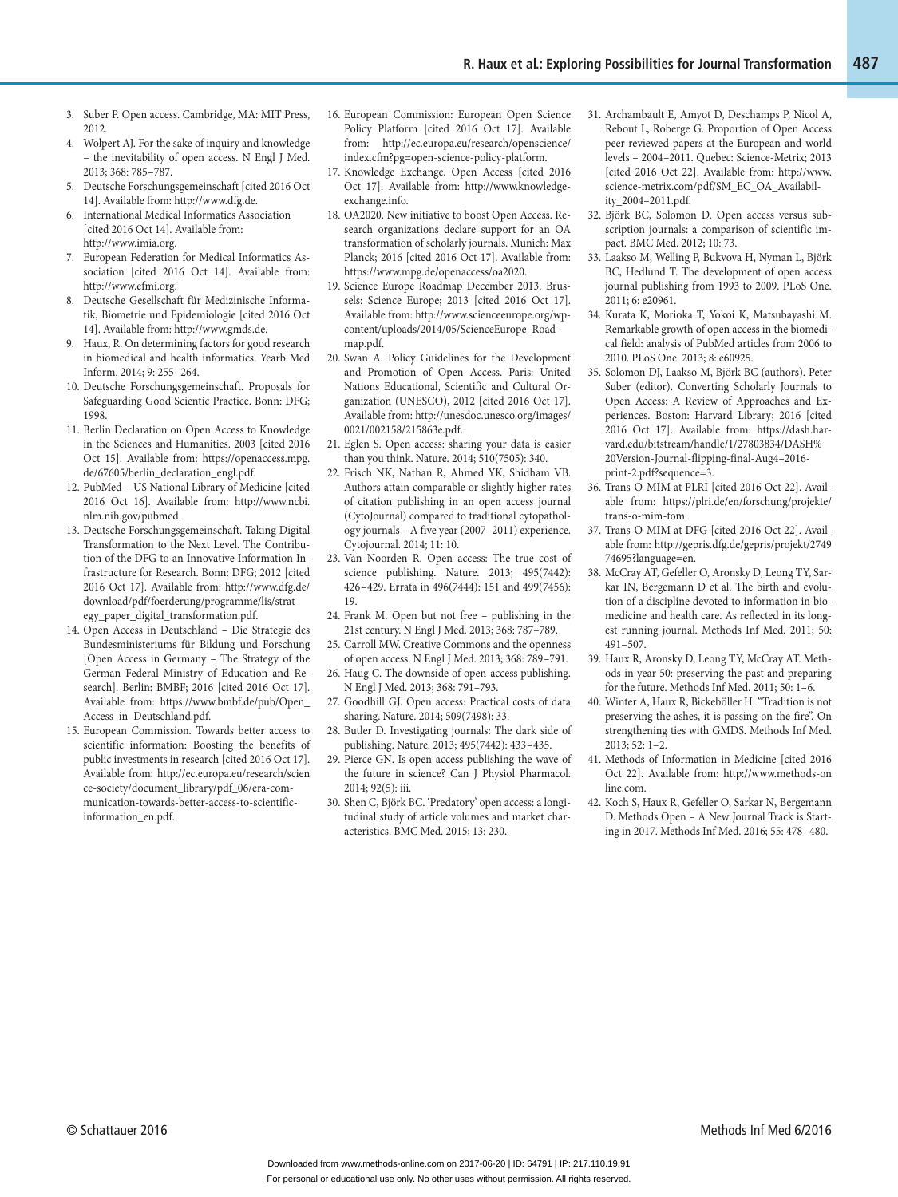3. Suber P. Open access. Cambridge, MA: MIT Press, 2012.
4. Wolpert AJ. For the sake of inquiry and knowledge – the inevitability of open access. N Engl J Med. 2013; 368: 785–787.
5. Deutsche Forschungsgemeinschaft [cited 2016 Oct 14]. Available from: http://www.dfg.de.
6. International Medical Informatics Association [cited 2016 Oct 14]. Available from: http://www.imia.org.
7. European Federation for Medical Informatics Association [cited 2016 Oct 14]. Available from: http://www.efmi.org.
8. Deutsche Gesellschaft für Medizinische Informatik, Biometrie und Epidemiologie [cited 2016 Oct 14]. Available from: http://www.gmds.de.
9. Haux, R. On determining factors for good research in biomedical and health informatics. Yearb Med Inform. 2014; 9: 255–264.
10. Deutsche Forschungsgemeinschaft. Proposals for Safeguarding Good Scientic Practice. Bonn: DFG; 1998.
11. Berlin Declaration on Open Access to Knowledge in the Sciences and Humanities. 2003 [cited 2016 Oct 15]. Available from: https://openaccess.mpg.de/67605/berlin_declaration_engl.pdf.
12. PubMed – US National Library of Medicine [cited 2016 Oct 16]. Available from: http://www.ncbi.nlm.nih.gov/pubmed.
13. Deutsche Forschungsgemeinschaft. Taking Digital Transformation to the Next Level. The Contribution of the DFG to an Innovative Information Infrastructure for Research. Bonn: DFG; 2012 [cited 2016 Oct 17]. Available from: http://www.dfg.de/download/pdf/foerderung/programme/lis/strategy_paper_digital_transformation.pdf.
14. Open Access in Deutschland – Die Strategie des Bundesministeriums für Bildung und Forschung [Open Access in Germany – The Strategy of the German Federal Ministry of Education and Research]. Berlin: BMBF; 2016 [cited 2016 Oct 17]. Available from: https://www.bmbf.de/pub/Open_Access_in_Deutschland.pdf.
15. European Commission. Towards better access to scientific information: Boosting the benefits of public investments in research [cited 2016 Oct 17]. Available from: http://ec.europa.eu/research/science-society/document_library/pdf_06/era-communication-towards-better-access-to-scientific-information_en.pdf.
16. European Commission: European Open Science Policy Platform [cited 2016 Oct 17]. Available from: http://ec.europa.eu/research/openscience/index.cfm?pg=open-science-policy-platform.
17. Knowledge Exchange. Open Access [cited 2016 Oct 17]. Available from: http://www.knowledge-exchange.info.
18. OA2020. New initiative to boost Open Access. Research organizations declare support for an OA transformation of scholarly journals. Munich: Max Planck; 2016 [cited 2016 Oct 17]. Available from: https://www.mpg.de/openaccess/oa2020.
19. Science Europe Roadmap December 2013. Brussels: Science Europe; 2013 [cited 2016 Oct 17]. Available from: http://www.scienceeurope.org/wp-content/uploads/2014/05/ScienceEurope_Roadmap.pdf.
20. Swan A. Policy Guidelines for the Development and Promotion of Open Access. Paris: United Nations Educational, Scientific and Cultural Organization (UNESCO), 2012 [cited 2016 Oct 17]. Available from: http://unesdoc.unesco.org/images/0021/002158/215863e.pdf.
21. Eglen S. Open access: sharing your data is easier than you think. Nature. 2014; 510(7505): 340.
22. Frisch NK, Nathan R, Ahmed YK, Shidham VB. Authors attain comparable or slightly higher rates of citation publishing in an open access journal (CytoJournal) compared to traditional cytopathology journals – A five year (2007–2011) experience. Cytojournal. 2014; 11: 10.
23. Van Noorden R. Open access: The true cost of science publishing. Nature. 2013; 495(7442): 426–429. Errata in 496(7444): 151 and 499(7456): 19.
24. Frank M. Open but not free – publishing in the 21st century. N Engl J Med. 2013; 368: 787–789.
25. Carroll MW. Creative Commons and the openness of open access. N Engl J Med. 2013; 368: 789–791.
26. Haug C. The downside of open-access publishing. N Engl J Med. 2013; 368: 791–793.
27. Goodhill GJ. Open access: Practical costs of data sharing. Nature. 2014; 509(7498): 33.
28. Butler D. Investigating journals: The dark side of publishing. Nature. 2013; 495(7442): 433–435.
29. Pierce GN. Is open-access publishing the wave of the future in science? Can J Physiol Pharmacol. 2014; 92(5): iii.
30. Shen C, Björk BC. 'Predatory' open access: a longitudinal study of article volumes and market characteristics. BMC Med. 2015; 13: 230.
31. Archambault E, Amyot D, Deschamps P, Nicol A, Rebout L, Roberge G. Proportion of Open Access peer-reviewed papers at the European and world levels – 2004–2011. Quebec: Science-Metrix; 2013 [cited 2016 Oct 22]. Available from: http://www.science-metrix.com/pdf/SM_EC_OA_Availability_2004–2011.pdf.
32. Björk BC, Solomon D. Open access versus subscription journals: a comparison of scientific impact. BMC Med. 2012; 10: 73.
33. Laakso M, Welling P, Bukvova H, Nyman L, Björk BC, Hedlund T. The development of open access journal publishing from 1993 to 2009. PLoS One. 2011; 6: e20961.
34. Kurata K, Morioka T, Yokoi K, Matsubayashi M. Remarkable growth of open access in the biomedical field: analysis of PubMed articles from 2006 to 2010. PLoS One. 2013; 8: e60925.
35. Solomon DJ, Laakso M, Björk BC (authors). Peter Suber (editor). Converting Scholarly Journals to Open Access: A Review of Approaches and Experiences. Boston: Harvard Library; 2016 [cited 2016 Oct 17]. Available from: https://dash.harvard.edu/bitstream/handle/1/27803834/DASH%20Version-Journal-flipping-final-Aug4–2016-print-2.pdf?sequence=3.
36. Trans-O-MIM at PLRI [cited 2016 Oct 22]. Available from: https://plri.de/en/forschung/projekte/trans-o-mim-tom.
37. Trans-O-MIM at DFG [cited 2016 Oct 22]. Available from: http://gepris.dfg.de/gepris/projekt/274974695?language=en.
38. McCray AT, Gefeller O, Aronsky D, Leong TY, Sarkar IN, Bergemann D et al. The birth and evolution of a discipline devoted to information in biomedicine and health care. As reflected in its longest running journal. Methods Inf Med. 2011; 50: 491–507.
39. Haux R, Aronsky D, Leong TY, McCray AT. Methods in year 50: preserving the past and preparing for the future. Methods Inf Med. 2011; 50: 1–6.
40. Winter A, Haux R, Bickeböller H. "Tradition is not preserving the ashes, it is passing on the fire". On strengthening ties with GMDS. Methods Inf Med. 2013; 52: 1–2.
41. Methods of Information in Medicine [cited 2016 Oct 22]. Available from: http://www.methods-online.com.
42. Koch S, Haux R, Gefeller O, Sarkar N, Bergemann D. Methods Open – A New Journal Track is Starting in 2017. Methods Inf Med. 2016; 55: 478–480.